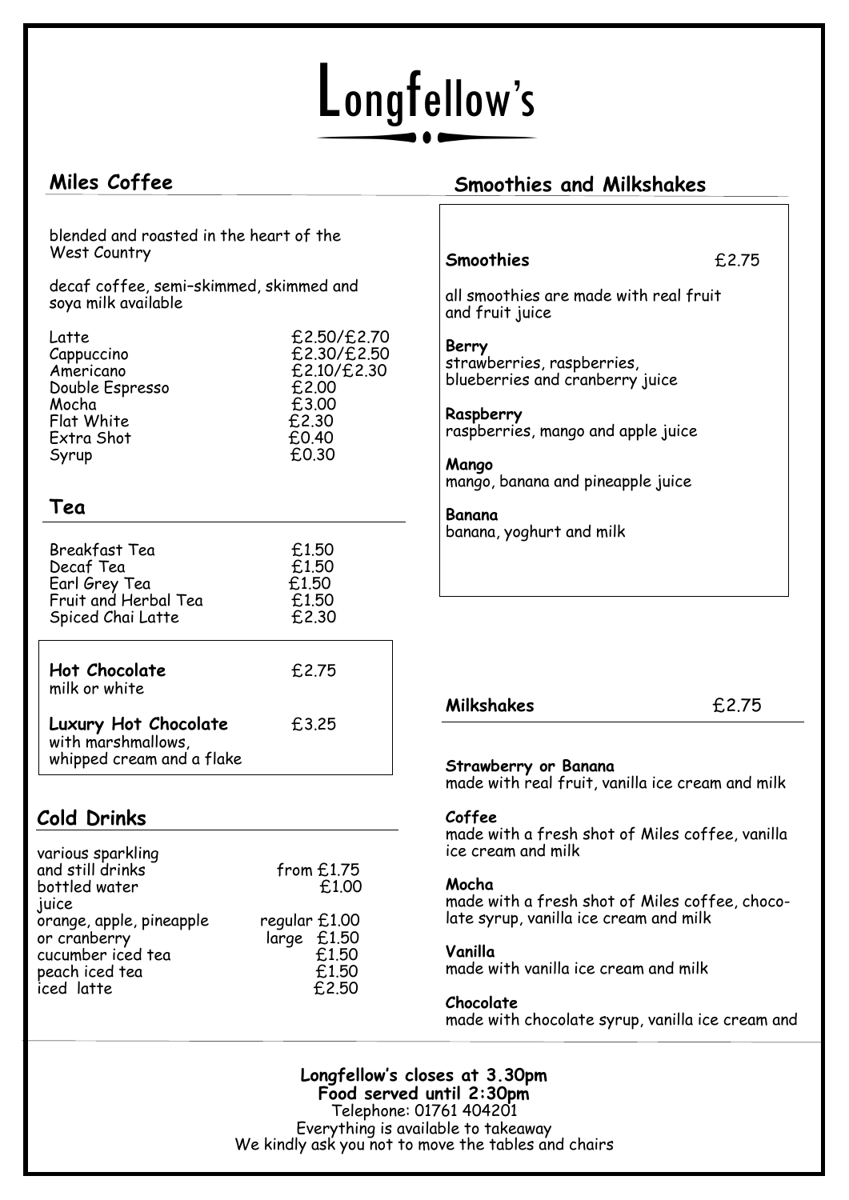# Longfellow's

## Miles Coffee

blended and roasted in the heart of the West Country

decaf coffee, semi–skimmed, skimmed and soya milk available

| Item | Price |
|---|---|
| Latte | £2.50/£2.70 |
| Cappuccino | £2.30/£2.50 |
| Americano | £2.10/£2.30 |
| Double Espresso | £2.00 |
| Mocha | £3.00 |
| Flat White | £2.30 |
| Extra Shot | £0.40 |
| Syrup | £0.30 |

## Tea

| Item | Price |
|---|---|
| Breakfast Tea | £1.50 |
| Decaf Tea | £1.50 |
| Earl Grey Tea | £1.50 |
| Fruit and Herbal Tea | £1.50 |
| Spiced Chai Latte | £2.30 |

**Hot Chocolate** £2.75
milk or white

**Luxury Hot Chocolate** £3.25
with marshmallows, whipped cream and a flake

## Cold Drinks

| Item | Price |
|---|---|
| various sparkling and still drinks | from £1.75 |
| bottled water | £1.00 |
| juice orange, apple, pineapple or cranberry | regular £1.00 / large £1.50 |
| cucumber iced tea | £1.50 |
| peach iced tea | £1.50 |
| iced latte | £2.50 |

## Smoothies and Milkshakes

**Smoothies** £2.75

all smoothies are made with real fruit and fruit juice

**Berry**
strawberries, raspberries, blueberries and cranberry juice

**Raspberry**
raspberries, mango and apple juice

**Mango**
mango, banana and pineapple juice

**Banana**
banana, yoghurt and milk

**Milkshakes** £2.75

**Strawberry or Banana**
made with real fruit, vanilla ice cream and milk

**Coffee**
made with a fresh shot of Miles coffee, vanilla ice cream and milk

**Mocha**
made with a fresh shot of Miles coffee, chocolate syrup, vanilla ice cream and milk

**Vanilla**
made with vanilla ice cream and milk

**Chocolate**
made with chocolate syrup, vanilla ice cream and

**Longfellow's closes at 3.30pm**
**Food served until 2:30pm**
Telephone: 01761 404201
Everything is available to takeaway
We kindly ask you not to move the tables and chairs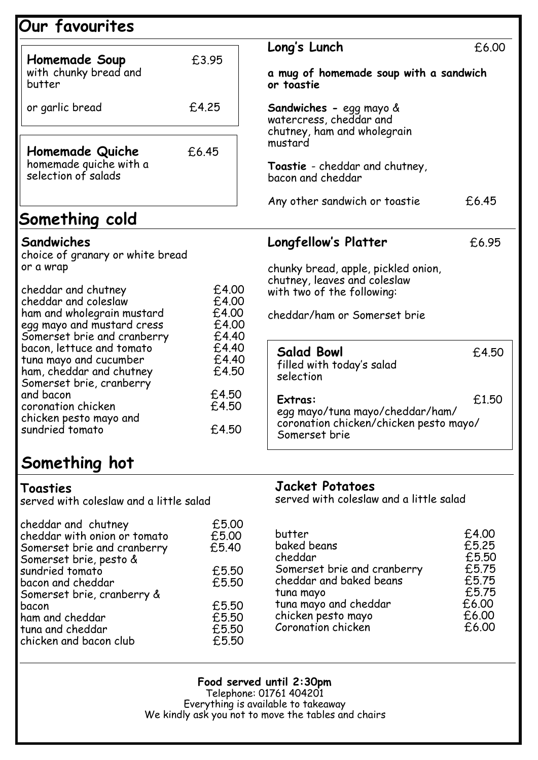# Our favourites

**Homemade Soup** £3.95
with chunky bread and butter

or garlic bread £4.25

**Homemade Quiche** £6.45
homemade quiche with a selection of salads

**Long's Lunch** £6.00

**a mug of homemade soup with a sandwich or toastie**

**Sandwiches -** egg mayo & watercress, cheddar and chutney, ham and wholegrain mustard

**Toastie** - cheddar and chutney, bacon and cheddar

Any other sandwich or toastie £6.45

# Something cold

## Sandwiches

choice of granary or white bread or a wrap

| | |
|---|---|
| cheddar and chutney | £4.00 |
| cheddar and coleslaw | £4.00 |
| ham and wholegrain mustard | £4.00 |
| egg mayo and mustard cress | £4.00 |
| Somerset brie and cranberry | £4.40 |
| bacon, lettuce and tomato | £4.40 |
| tuna mayo and cucumber | £4.40 |
| ham, cheddar and chutney | £4.50 |
| Somerset brie, cranberry and bacon | £4.50 |
| coronation chicken | £4.50 |
| chicken pesto mayo and sundried tomato | £4.50 |

## Longfellow's Platter £6.95

chunky bread, apple, pickled onion, chutney, leaves and coleslaw with two of the following:

cheddar/ham or Somerset brie

**Salad Bowl** £4.50
filled with today's salad selection

**Extras:** £1.50
egg mayo/tuna mayo/cheddar/ham/ coronation chicken/chicken pesto mayo/ Somerset brie

# Something hot

## Toasties

served with coleslaw and a little salad

| | |
|---|---|
| cheddar and chutney | £5.00 |
| cheddar with onion or tomato | £5.00 |
| Somerset brie and cranberry | £5.40 |
| Somerset brie, pesto & sundried tomato | £5.50 |
| bacon and cheddar | £5.50 |
| Somerset brie, cranberry & bacon | £5.50 |
| ham and cheddar | £5.50 |
| tuna and cheddar | £5.50 |
| chicken and bacon club | £5.50 |

## Jacket Potatoes

served with coleslaw and a little salad

| | |
|---|---|
| butter | £4.00 |
| baked beans | £5.25 |
| cheddar | £5.50 |
| Somerset brie and cranberry | £5.75 |
| cheddar and baked beans | £5.75 |
| tuna mayo | £5.75 |
| tuna mayo and cheddar | £6.00 |
| chicken pesto mayo | £6.00 |
| Coronation chicken | £6.00 |

**Food served until 2:30pm**

Telephone: 01761 404201

Everything is available to takeaway

We kindly ask you not to move the tables and chairs